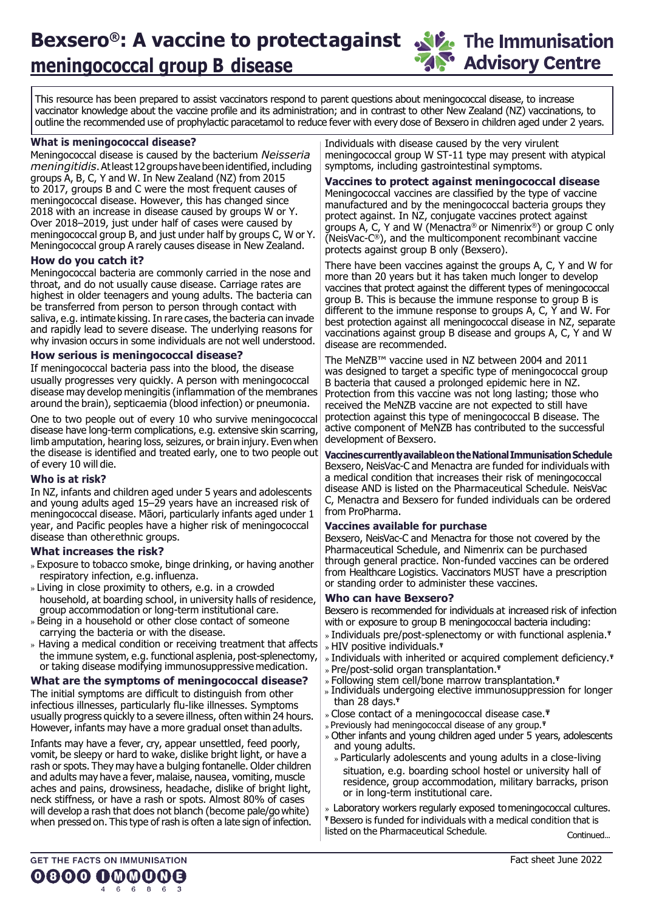# Bexsero®: A vaccine to protect against meningococcal group B disease

The Immunisation Advisory Centre

This resource has been prepared to assist vaccinators respond to parent questions about meningococcal disease, to increase vaccinator knowledge about the vaccine profile and its administration; and in contrast to other New Zealand (NZ) vaccinations, to outline the recommended use of prophylactic paracetamol to reduce fever with every dose of Bexsero in children aged under 2 years.

### What is meningococcal disease?

Meningococcal disease is caused by the bacterium *Neisseria meningitidis*. At least 12 groups have been identified, including groups A, B, C, Y and W. In New Zealand (NZ) from 2015 to 2017, groups B and C were the most frequent causes of meningococcal disease. However, this has changed since 2018 with an increase in disease caused by groups W or Y. Over 2018–2019, just under half of cases were caused by meningococcal group B, and just under half by groups C, W or Y. Meningococcal group A rarely causes disease in New Zealand.

### How do you catch it?

Meningococcal bacteria are commonly carried in the nose and throat, and do not usually cause disease. Carriage rates are highest in older teenagers and young adults. The bacteria can be transferred from person to person through contact with saliva, e.g. intimate kissing. In rare cases, the bacteria can invade and rapidly lead to severe disease. The underlying reasons for why invasion occurs in some individuals are not well understood.

### How serious is meningococcal disease?

If meningococcal bacteria pass into the blood, the disease usually progresses very quickly. A person with meningococcal disease may develop meningitis (inflammation of the membranes around the brain), septicaemia (blood infection) or pneumonia.

One to two people out of every 10 who survive meningococcal disease have long-term complications, e.g. extensive skin scarring, limb amputation, hearing loss, seizures, or brain injury. Even when the disease is identified and treated early, one to two people out of every 10 will die.

### Who is at risk?

In NZ, infants and children aged under 5 years and adolescents and young adults aged 15–29 years have an increased risk of meningococcal disease. Māori, particularly infants aged under 1 year, and Pacific peoples have a higher risk of meningococcal disease than other ethnic groups.

### What increases the risk?

- Exposure to tobacco smoke, binge drinking, or having another respiratory infection, e.g. influenza.
- Living in close proximity to others, e.g. in a crowded household, at boarding school, in university halls of residence, group accommodation or long-term institutional care.
- Being in a household or other close contact of someone carrying the bacteria or with the disease.
- Having a medical condition or receiving treatment that affects the immune system, e.g. functional asplenia, post-splenectomy, or taking disease modifying immunosuppressive medication.

### What are the symptoms of meningococcal disease?

The initial symptoms are difficult to distinguish from other infectious illnesses, particularly flu-like illnesses. Symptoms usually progress quickly to a severe illness, often within 24 hours. However, infants may have a more gradual onset than adults.

Infants may have a fever, cry, appear unsettled, feed poorly, vomit, be sleepy or hard to wake, dislike bright light, or have a rash or spots. They may have a bulging fontanelle. Older children and adults may have a fever, malaise, nausea, vomiting, muscle aches and pains, drowsiness, headache, dislike of bright light, neck stiffness, or have a rash or spots. Almost 80% of cases will develop a rash that does not blanch (become pale/go white) when pressed on. This type of rash is often a late sign of infection.

Individuals with disease caused by the very virulent meningococcal group W ST-11 type may present with atypical symptoms, including gastrointestinal symptoms.

### Vaccines to protect against meningococcal disease

Meningococcal vaccines are classified by the type of vaccine manufactured and by the meningococcal bacteria groups they protect against. In NZ, conjugate vaccines protect against groups A, C, Y and W (Menactra® or Nimenrix®) or group C only (NeisVac-C®), and the multicomponent recombinant vaccine protects against group B only (Bexsero).

There have been vaccines against the groups A, C, Y and W for more than 20 years but it has taken much longer to develop vaccines that protect against the different types of meningococcal group B. This is because the immune response to group B is different to the immune response to groups A, C, Y and W. For best protection against all meningococcal disease in NZ, separate vaccinations against group B disease and groups A, C, Y and W disease are recommended.

The MeNZB™ vaccine used in NZ between 2004 and 2011 was designed to target a specific type of meningococcal group B bacteria that caused a prolonged epidemic here in NZ. Protection from this vaccine was not long lasting; those who received the MeNZB vaccine are not expected to still have protection against this type of meningococcal B disease. The active component of MeNZB has contributed to the successful development of Bexsero.

### Vaccines currently available on the National Immunisation Schedule

Bexsero, NeisVac-C and Menactra are funded for individuals with a medical condition that increases their risk of meningococcal disease AND is listed on the Pharmaceutical Schedule. NeisVac C, Menactra and Bexsero for funded individuals can be ordered from ProPharma.

### Vaccines available for purchase

Bexsero, NeisVac-C and Menactra for those not covered by the Pharmaceutical Schedule, and Nimenrix can be purchased through general practice. Non-funded vaccines can be ordered from Healthcare Logistics. Vaccinators MUST have a prescription or standing order to administer these vaccines.

### Who can have Bexsero?

Bexsero is recommended for individuals at increased risk of infection with or exposure to group B meningococcal bacteria including:

- Individuals pre/post-splenectomy or with functional asplenia.ⱡ
- HIV positive individuals.ⱡ
- Individuals with inherited or acquired complement deficiency.ⱡ
- Pre/post-solid organ transplantation.ⱡ
- Following stem cell/bone marrow transplantation.ⱡ
- Individuals undergoing elective immunosuppression for longer than 28 days.ⱡ
- Close contact of a meningococcal disease case.ⱡ
- Previously had meningococcal disease of any group.ⱡ
- Other infants and young children aged under 5 years, adolescents and young adults.
  - Particularly adolescents and young adults in a close-living situation, e.g. boarding school hostel or university hall of residence, group accommodation, military barracks, prison or in long-term institutional care.
- Laboratory workers regularly exposed to meningococcal cultures.

ⱡ Bexsero is funded for individuals with a medical condition that is listed on the Pharmaceutical Schedule.

Continued...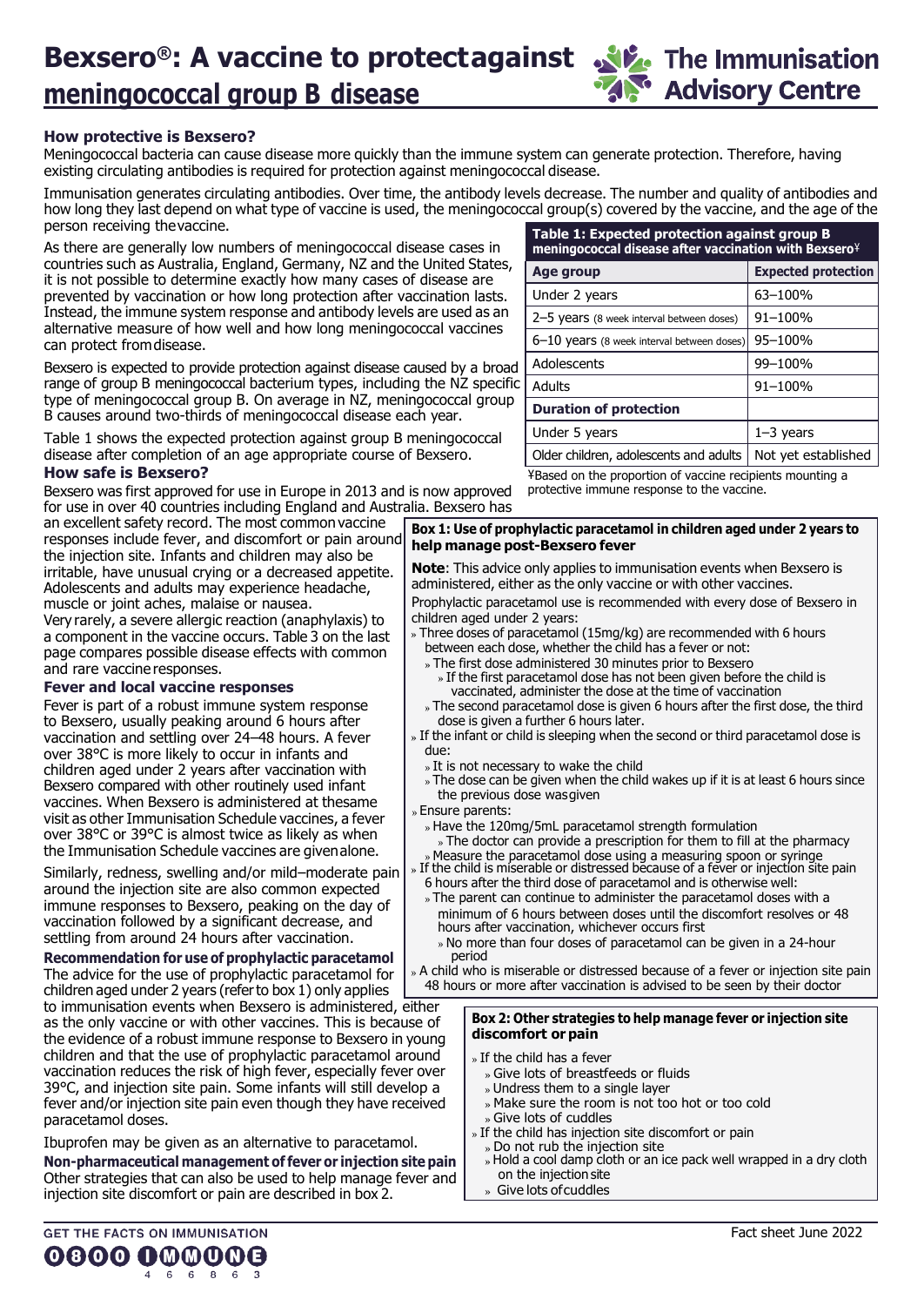# Bexsero®: A vaccine to protect against meningococcal group B disease

## How protective is Bexsero?

Meningococcal bacteria can cause disease more quickly than the immune system can generate protection. Therefore, having existing circulating antibodies is required for protection against meningococcal disease.

Immunisation generates circulating antibodies. Over time, the antibody levels decrease. The number and quality of antibodies and how long they last depend on what type of vaccine is used, the meningococcal group(s) covered by the vaccine, and the age of the person receiving the vaccine.

As there are generally low numbers of meningococcal disease cases in countries such as Australia, England, Germany, NZ and the United States, it is not possible to determine exactly how many cases of disease are prevented by vaccination or how long protection after vaccination lasts. Instead, the immune system response and antibody levels are used as an alternative measure of how well and how long meningococcal vaccines can protect from disease.

Bexsero is expected to provide protection against disease caused by a broad range of group B meningococcal bacterium types, including the NZ specific type of meningococcal group B. On average in NZ, meningococcal group B causes around two-thirds of meningococcal disease each year.

Table 1 shows the expected protection against group B meningococcal disease after completion of an age appropriate course of Bexsero.

**Table 1: Expected protection against group B meningococcal disease after vaccination with Bexsero¥**

| Age group | Expected protection |
|---|---|
| Under 2 years | 63–100% |
| 2–5 years (8 week interval between doses) | 91–100% |
| 6–10 years (8 week interval between doses) | 95–100% |
| Adolescents | 99–100% |
| Adults | 91–100% |
| **Duration of protection** | |
| Under 5 years | 1–3 years |
| Older children, adolescents and adults | Not yet established |

¥Based on the proportion of vaccine recipients mounting a protective immune response to the vaccine.

## How safe is Bexsero?

Bexsero was first approved for use in Europe in 2013 and is now approved for use in over 40 countries including England and Australia. Bexsero has an excellent safety record. The most common vaccine responses include fever, and discomfort or pain around the injection site. Infants and children may also be irritable, have unusual crying or a decreased appetite. Adolescents and adults may experience headache, muscle or joint aches, malaise or nausea.

Very rarely, a severe allergic reaction (anaphylaxis) to a component in the vaccine occurs. Table 3 on the last page compares possible disease effects with common and rare vaccine responses.

### Fever and local vaccine responses

Fever is part of a robust immune system response to Bexsero, usually peaking around 6 hours after vaccination and settling over 24–48 hours. A fever over 38°C is more likely to occur in infants and children aged under 2 years after vaccination with Bexsero compared with other routinely used infant vaccines. When Bexsero is administered at the same visit as other Immunisation Schedule vaccines, a fever over 38°C or 39°C is almost twice as likely as when the Immunisation Schedule vaccines are given alone.

Similarly, redness, swelling and/or mild–moderate pain around the injection site are also common expected immune responses to Bexsero, peaking on the day of vaccination followed by a significant decrease, and settling from around 24 hours after vaccination.

### Recommendation for use of prophylactic paracetamol

The advice for the use of prophylactic paracetamol for children aged under 2 years (refer to box 1) only applies to immunisation events when Bexsero is administered, either as the only vaccine or with other vaccines. This is because of the evidence of a robust immune response to Bexsero in young children and that the use of prophylactic paracetamol around vaccination reduces the risk of high fever, especially fever over 39°C, and injection site pain. Some infants will still develop a fever and/or injection site pain even though they have received paracetamol doses.

Ibuprofen may be given as an alternative to paracetamol.

### Non-pharmaceutical management of fever or injection site pain

Other strategies that can also be used to help manage fever and injection site discomfort or pain are described in box 2.

**Box 1: Use of prophylactic paracetamol in children aged under 2 years to help manage post-Bexsero fever**

**Note**: This advice only applies to immunisation events when Bexsero is administered, either as the only vaccine or with other vaccines.

Prophylactic paracetamol use is recommended with every dose of Bexsero in children aged under 2 years:

- Three doses of paracetamol (15mg/kg) are recommended with 6 hours between each dose, whether the child has a fever or not:
  - The first dose administered 30 minutes prior to Bexsero
    - If the first paracetamol dose has not been given before the child is vaccinated, administer the dose at the time of vaccination
  - The second paracetamol dose is given 6 hours after the first dose, the third dose is given a further 6 hours later.
- If the infant or child is sleeping when the second or third paracetamol dose is due:
  - It is not necessary to wake the child
  - The dose can be given when the child wakes up if it is at least 6 hours since the previous dose was given
- Ensure parents:
  - Have the 120mg/5mL paracetamol strength formulation
    - The doctor can provide a prescription for them to fill at the pharmacy
  - Measure the paracetamol dose using a measuring spoon or syringe
- If the child is miserable or distressed because of a fever or injection site pain 6 hours after the third dose of paracetamol and is otherwise well:
  - The parent can continue to administer the paracetamol doses with a minimum of 6 hours between doses until the discomfort resolves or 48 hours after vaccination, whichever occurs first
    - No more than four doses of paracetamol can be given in a 24-hour period
- A child who is miserable or distressed because of a fever or injection site pain 48 hours or more after vaccination is advised to be seen by their doctor

**Box 2: Other strategies to help manage fever or injection site discomfort or pain**

- If the child has a fever
  - Give lots of breastfeeds or fluids
  - Undress them to a single layer
  - Make sure the room is not too hot or too cold
  - Give lots of cuddles
- If the child has injection site discomfort or pain
  - Do not rub the injection site
  - Hold a cool damp cloth or an ice pack well wrapped in a dry cloth on the injection site
  - Give lots of cuddles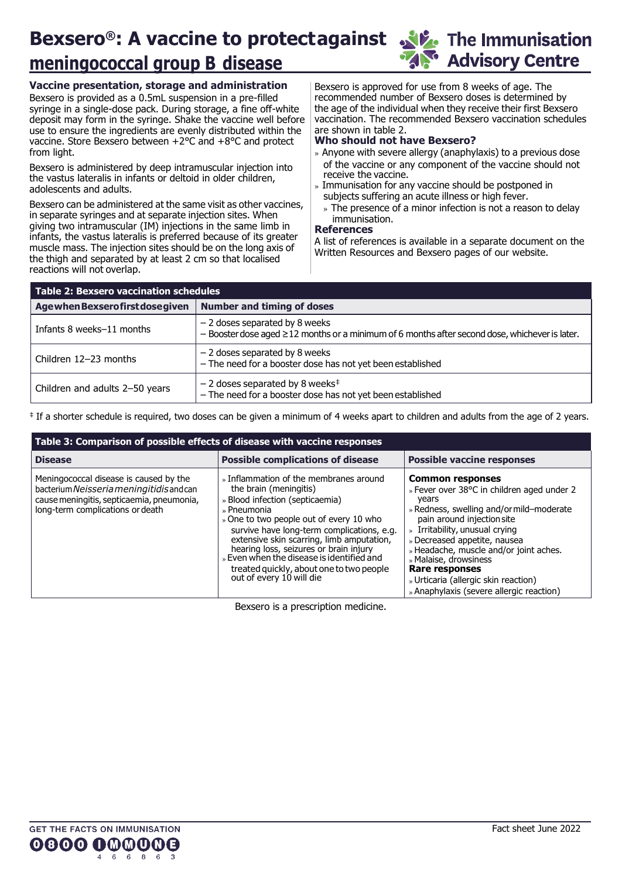# Bexsero®: A vaccine to protect against meningococcal group B disease

The Immunisation Advisory Centre

### Vaccine presentation, storage and administration

Bexsero is provided as a 0.5mL suspension in a pre-filled syringe in a single-dose pack. During storage, a fine off-white deposit may form in the syringe. Shake the vaccine well before use to ensure the ingredients are evenly distributed within the vaccine. Store Bexsero between +2°C and +8°C and protect from light.

Bexsero is administered by deep intramuscular injection into the vastus lateralis in infants or deltoid in older children, adolescents and adults.

Bexsero can be administered at the same visit as other vaccines, in separate syringes and at separate injection sites. When giving two intramuscular (IM) injections in the same limb in infants, the vastus lateralis is preferred because of its greater muscle mass. The injection sites should be on the long axis of the thigh and separated by at least 2 cm so that localised reactions will not overlap.

Bexsero is approved for use from 8 weeks of age. The recommended number of Bexsero doses is determined by the age of the individual when they receive their first Bexsero vaccination. The recommended Bexsero vaccination schedules are shown in table 2.

### Who should not have Bexsero?

- Anyone with severe allergy (anaphylaxis) to a previous dose of the vaccine or any component of the vaccine should not receive the vaccine.
- Immunisation for any vaccine should be postponed in subjects suffering an acute illness or high fever.
  - The presence of a minor infection is not a reason to delay immunisation.

### References

A list of references is available in a separate document on the Written Resources and Bexsero pages of our website.

**Table 2: Bexsero vaccination schedules**

| Age when Bexsero first dose given | Number and timing of doses |
|---|---|
| Infants 8 weeks–11 months | – 2 doses separated by 8 weeks<br>– Booster dose aged ≥12 months or a minimum of 6 months after second dose, whichever is later. |
| Children 12–23 months | – 2 doses separated by 8 weeks<br>– The need for a booster dose has not yet been established |
| Children and adults 2–50 years | – 2 doses separated by 8 weeks‡<br>– The need for a booster dose has not yet been established |

‡ If a shorter schedule is required, two doses can be given a minimum of 4 weeks apart to children and adults from the age of 2 years.

**Table 3: Comparison of possible effects of disease with vaccine responses**

| Disease | Possible complications of disease | Possible vaccine responses |
|---|---|---|
| Meningococcal disease is caused by the bacterium *Neisseria meningitidis* and can cause meningitis, septicaemia, pneumonia, long-term complications or death | » Inflammation of the membranes around the brain (meningitis)<br>» Blood infection (septicaemia)<br>» Pneumonia<br>» One to two people out of every 10 who survive have long-term complications, e.g. extensive skin scarring, limb amputation, hearing loss, seizures or brain injury<br>» Even when the disease is identified and treated quickly, about one to two people out of every 10 will die | **Common responses**<br>» Fever over 38°C in children aged under 2 years<br>» Redness, swelling and/or mild–moderate pain around injection site<br>» Irritability, unusual crying<br>» Decreased appetite, nausea<br>» Headache, muscle and/or joint aches.<br>» Malaise, drowsiness<br>**Rare responses**<br>» Urticaria (allergic skin reaction)<br>» Anaphylaxis (severe allergic reaction) |

Bexsero is a prescription medicine.

GET THE FACTS ON IMMUNISATION 0800 IMMUNE 466863

Fact sheet June 2022